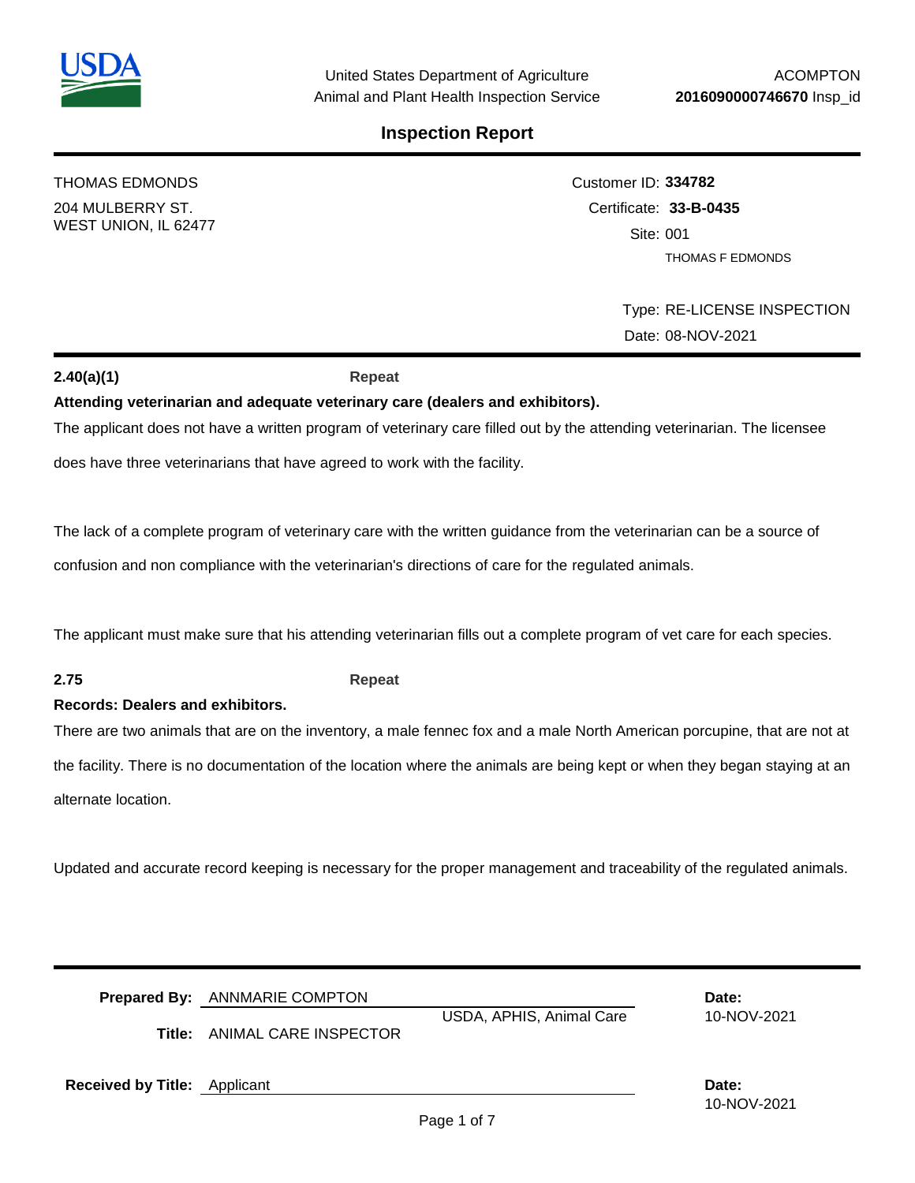United States Department of Agriculture
Animal and Plant Health Inspection Service

ACOMPTON
**2016090000746670** Insp_id

# Inspection Report

THOMAS EDMONDS
204 MULBERRY ST.
WEST UNION, IL 62477

Customer ID: **334782**
Certificate: **33-B-0435**
Site: 001
THOMAS F EDMONDS

Type: RE-LICENSE INSPECTION
Date: 08-NOV-2021

**2.40(a)(1)** **Repeat**

**Attending veterinarian and adequate veterinary care (dealers and exhibitors).**

The applicant does not have a written program of veterinary care filled out by the attending veterinarian. The licensee does have three veterinarians that have agreed to work with the facility.

The lack of a complete program of veterinary care with the written guidance from the veterinarian can be a source of confusion and non compliance with the veterinarian's directions of care for the regulated animals.

The applicant must make sure that his attending veterinarian fills out a complete program of vet care for each species.

**2.75** **Repeat**

**Records: Dealers and exhibitors.**

There are two animals that are on the inventory, a male fennec fox and a male North American porcupine, that are not at the facility. There is no documentation of the location where the animals are being kept or when they began staying at an alternate location.

Updated and accurate record keeping is necessary for the proper management and traceability of the regulated animals.

**Prepared By:** ANNMARIE COMPTON
USDA, APHIS, Animal Care
**Title:** ANIMAL CARE INSPECTOR
**Date:** 10-NOV-2021

**Received by Title:** Applicant
**Date:** 10-NOV-2021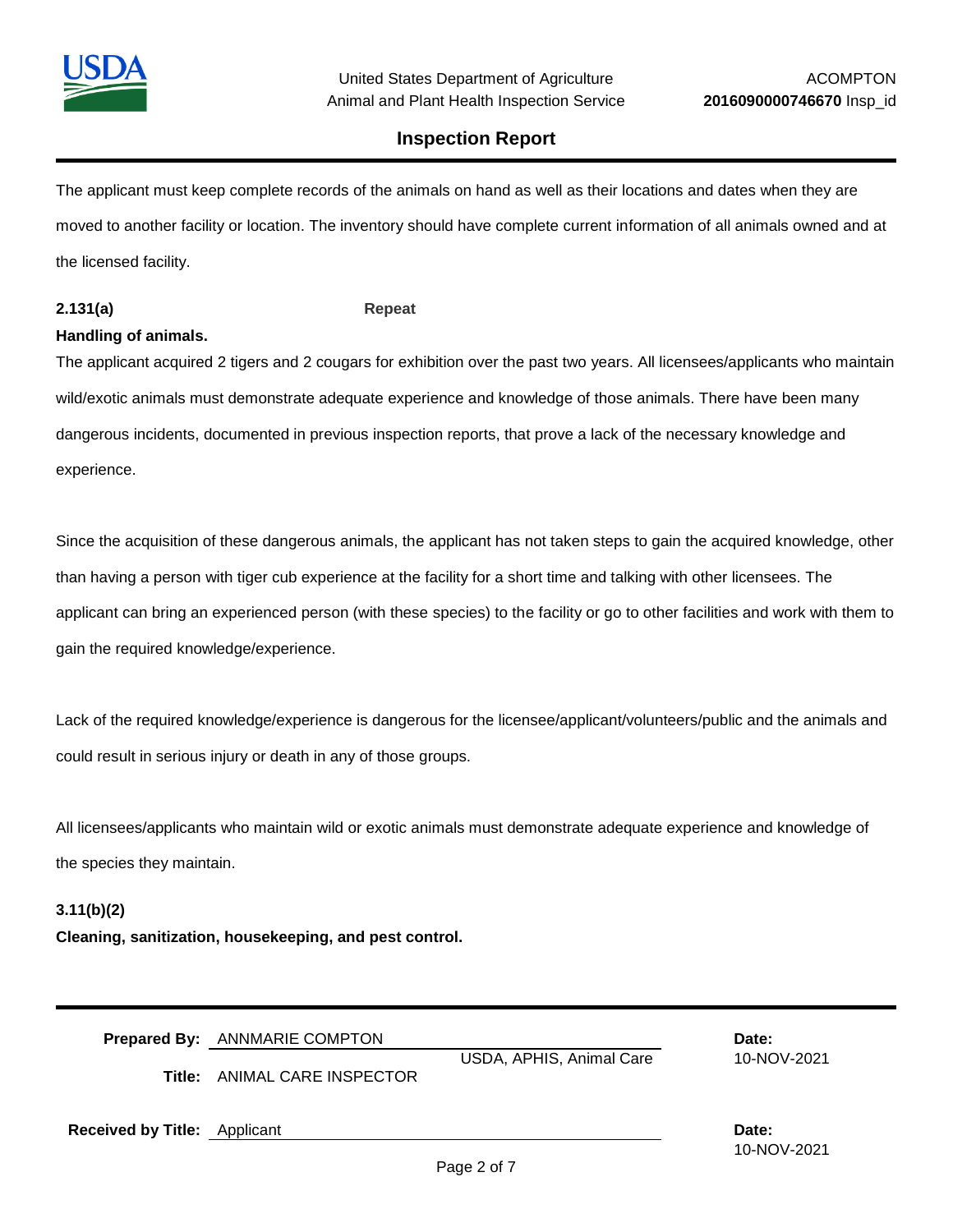The applicant must keep complete records of the animals on hand as well as their locations and dates when they are moved to another facility or location. The inventory should have complete current information of all animals owned and at the licensed facility.

**2.131(a)** **Repeat**

**Handling of animals.**

The applicant acquired 2 tigers and 2 cougars for exhibition over the past two years. All licensees/applicants who maintain wild/exotic animals must demonstrate adequate experience and knowledge of those animals. There have been many dangerous incidents, documented in previous inspection reports, that prove a lack of the necessary knowledge and experience.

Since the acquisition of these dangerous animals, the applicant has not taken steps to gain the acquired knowledge, other than having a person with tiger cub experience at the facility for a short time and talking with other licensees. The applicant can bring an experienced person (with these species) to the facility or go to other facilities and work with them to gain the required knowledge/experience.

Lack of the required knowledge/experience is dangerous for the licensee/applicant/volunteers/public and the animals and could result in serious injury or death in any of those groups.

All licensees/applicants who maintain wild or exotic animals must demonstrate adequate experience and knowledge of the species they maintain.

**3.11(b)(2)**

**Cleaning, sanitization, housekeeping, and pest control.**

**Prepared By:** ANNMARIE COMPTON — USDA, APHIS, Animal Care — **Date:** 10-NOV-2021

**Title:** ANIMAL CARE INSPECTOR

**Received by Title:** Applicant — **Date:** 10-NOV-2021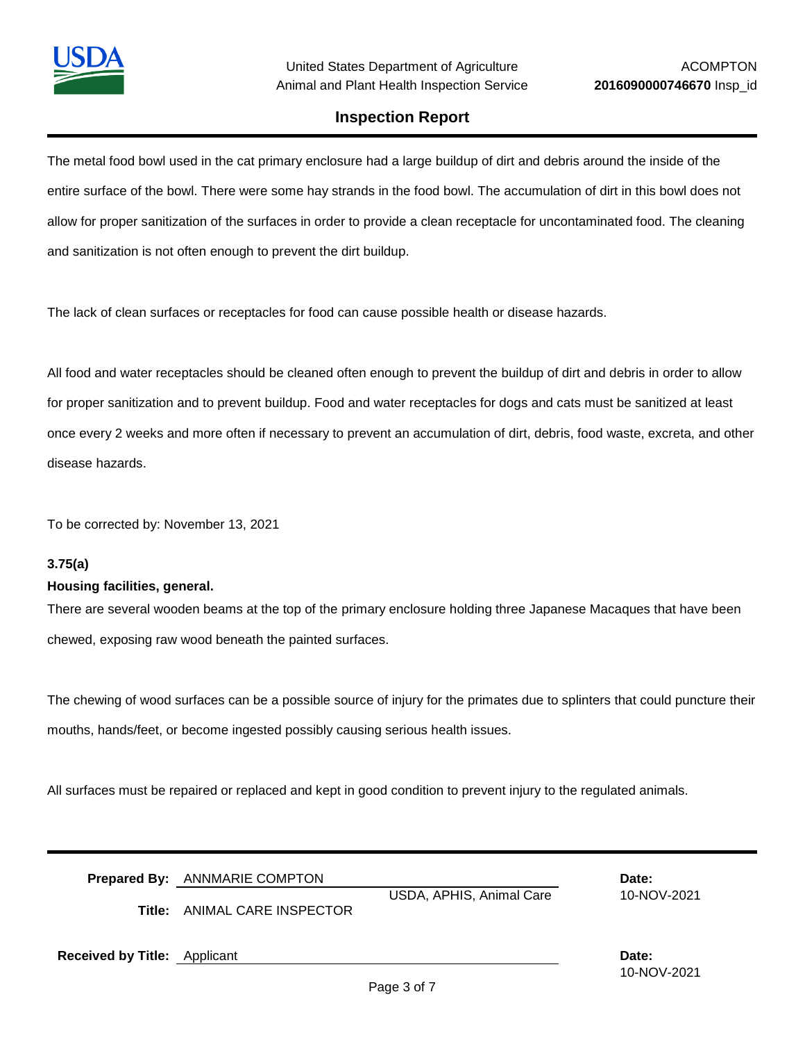The metal food bowl used in the cat primary enclosure had a large buildup of dirt and debris around the inside of the entire surface of the bowl. There were some hay strands in the food bowl. The accumulation of dirt in this bowl does not allow for proper sanitization of the surfaces in order to provide a clean receptacle for uncontaminated food. The cleaning and sanitization is not often enough to prevent the dirt buildup.

The lack of clean surfaces or receptacles for food can cause possible health or disease hazards.

All food and water receptacles should be cleaned often enough to prevent the buildup of dirt and debris in order to allow for proper sanitization and to prevent buildup. Food and water receptacles for dogs and cats must be sanitized at least once every 2 weeks and more often if necessary to prevent an accumulation of dirt, debris, food waste, excreta, and other disease hazards.

To be corrected by: November 13, 2021

**3.75(a)**

**Housing facilities, general.**

There are several wooden beams at the top of the primary enclosure holding three Japanese Macaques that have been chewed, exposing raw wood beneath the painted surfaces.

The chewing of wood surfaces can be a possible source of injury for the primates due to splinters that could puncture their mouths, hands/feet, or become ingested possibly causing serious health issues.

All surfaces must be repaired or replaced and kept in good condition to prevent injury to the regulated animals.

**Prepared By:** ANNMARIE COMPTON — USDA, APHIS, Animal Care — **Date:** 10-NOV-2021

**Title:** ANIMAL CARE INSPECTOR

**Received by Title:** Applicant — **Date:** 10-NOV-2021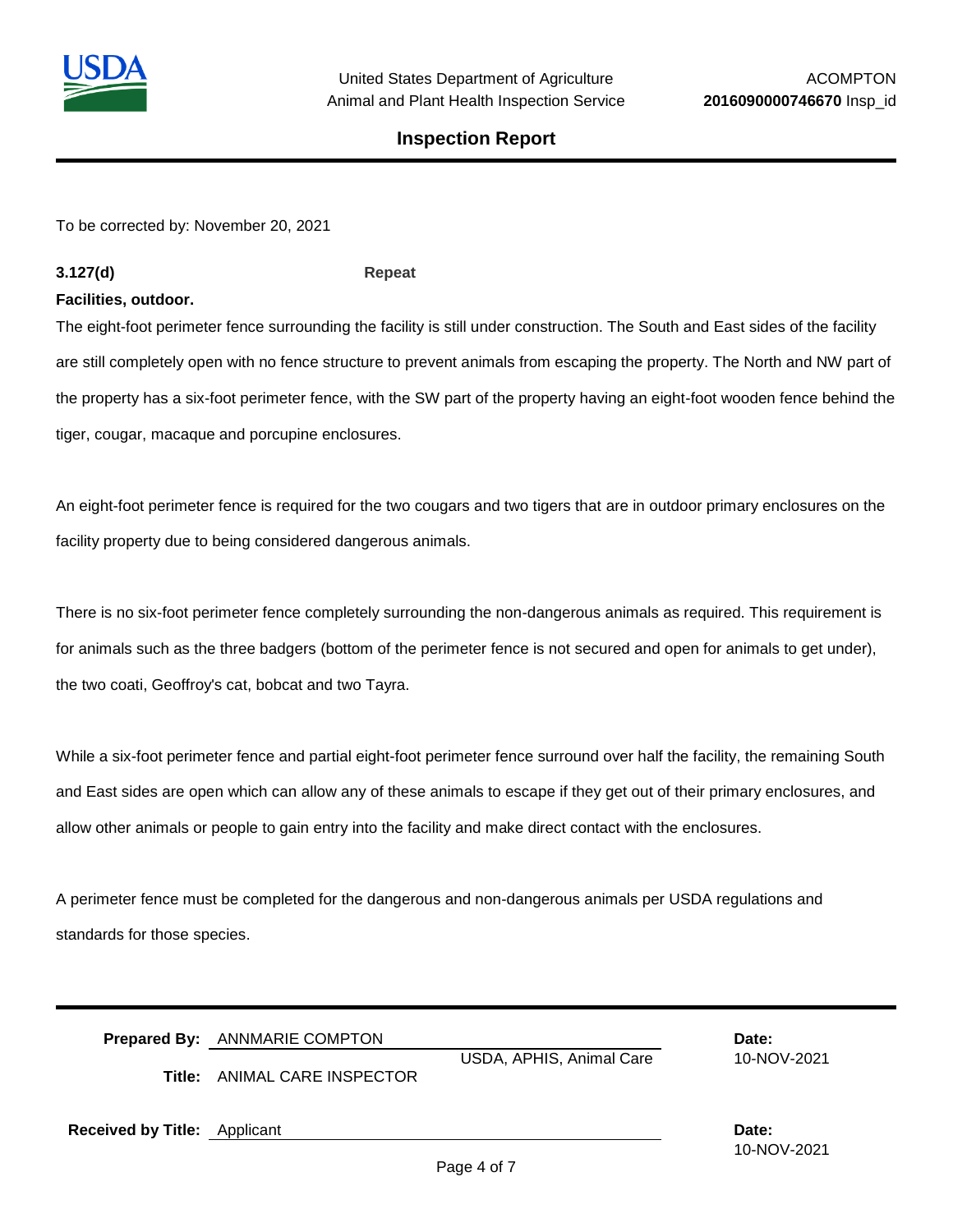To be corrected by: November 20, 2021

**3.127(d)** **Repeat**

**Facilities, outdoor.**

The eight-foot perimeter fence surrounding the facility is still under construction. The South and East sides of the facility are still completely open with no fence structure to prevent animals from escaping the property. The North and NW part of the property has a six-foot perimeter fence, with the SW part of the property having an eight-foot wooden fence behind the tiger, cougar, macaque and porcupine enclosures.

An eight-foot perimeter fence is required for the two cougars and two tigers that are in outdoor primary enclosures on the facility property due to being considered dangerous animals.

There is no six-foot perimeter fence completely surrounding the non-dangerous animals as required. This requirement is for animals such as the three badgers (bottom of the perimeter fence is not secured and open for animals to get under), the two coati, Geoffroy's cat, bobcat and two Tayra.

While a six-foot perimeter fence and partial eight-foot perimeter fence surround over half the facility, the remaining South and East sides are open which can allow any of these animals to escape if they get out of their primary enclosures, and allow other animals or people to gain entry into the facility and make direct contact with the enclosures.

A perimeter fence must be completed for the dangerous and non-dangerous animals per USDA regulations and standards for those species.

**Prepared By:** ANNMARIE COMPTON USDA, APHIS, Animal Care **Date:** 10-NOV-2021

**Title:** ANIMAL CARE INSPECTOR

**Received by Title:** Applicant **Date:** 10-NOV-2021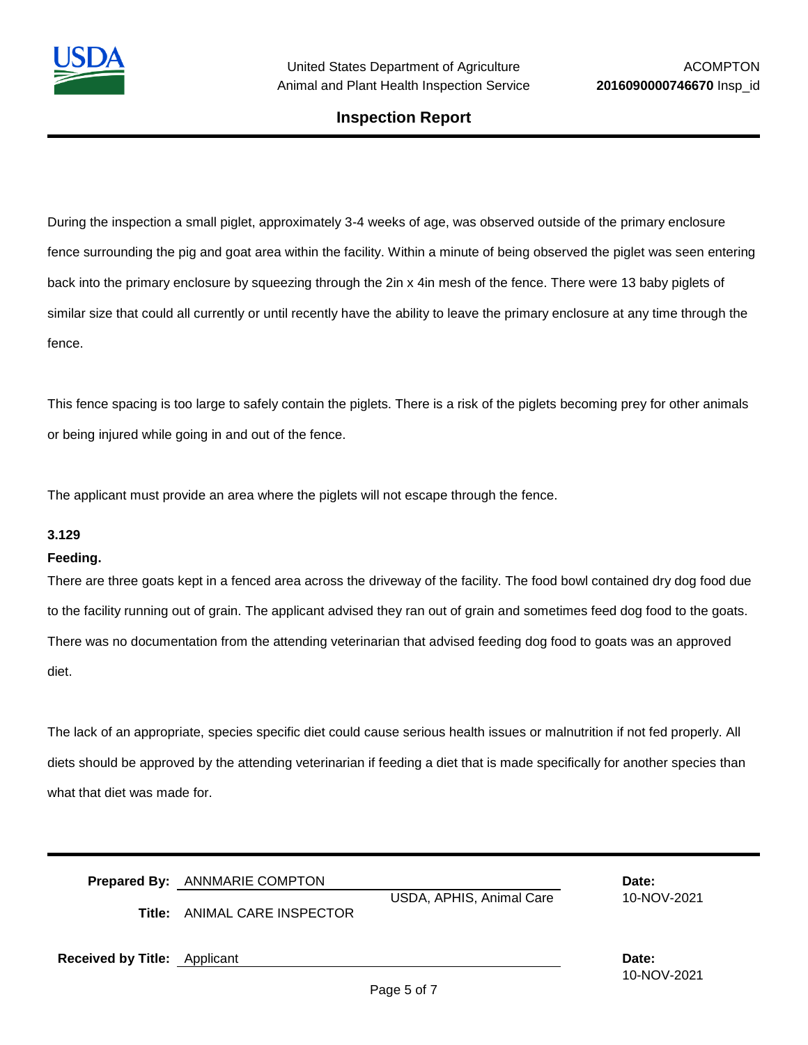During the inspection a small piglet, approximately 3-4 weeks of age, was observed outside of the primary enclosure fence surrounding the pig and goat area within the facility. Within a minute of being observed the piglet was seen entering back into the primary enclosure by squeezing through the 2in x 4in mesh of the fence. There were 13 baby piglets of similar size that could all currently or until recently have the ability to leave the primary enclosure at any time through the fence.

This fence spacing is too large to safely contain the piglets. There is a risk of the piglets becoming prey for other animals or being injured while going in and out of the fence.

The applicant must provide an area where the piglets will not escape through the fence.

**3.129**

**Feeding.**

There are three goats kept in a fenced area across the driveway of the facility. The food bowl contained dry dog food due to the facility running out of grain. The applicant advised they ran out of grain and sometimes feed dog food to the goats. There was no documentation from the attending veterinarian that advised feeding dog food to goats was an approved diet.

The lack of an appropriate, species specific diet could cause serious health issues or malnutrition if not fed properly. All diets should be approved by the attending veterinarian if feeding a diet that is made specifically for another species than what that diet was made for.

**Prepared By:** ANNMARIE COMPTON

USDA, APHIS, Animal Care

**Title:** ANIMAL CARE INSPECTOR

**Date:** 10-NOV-2021

**Received by Title:** Applicant

**Date:** 10-NOV-2021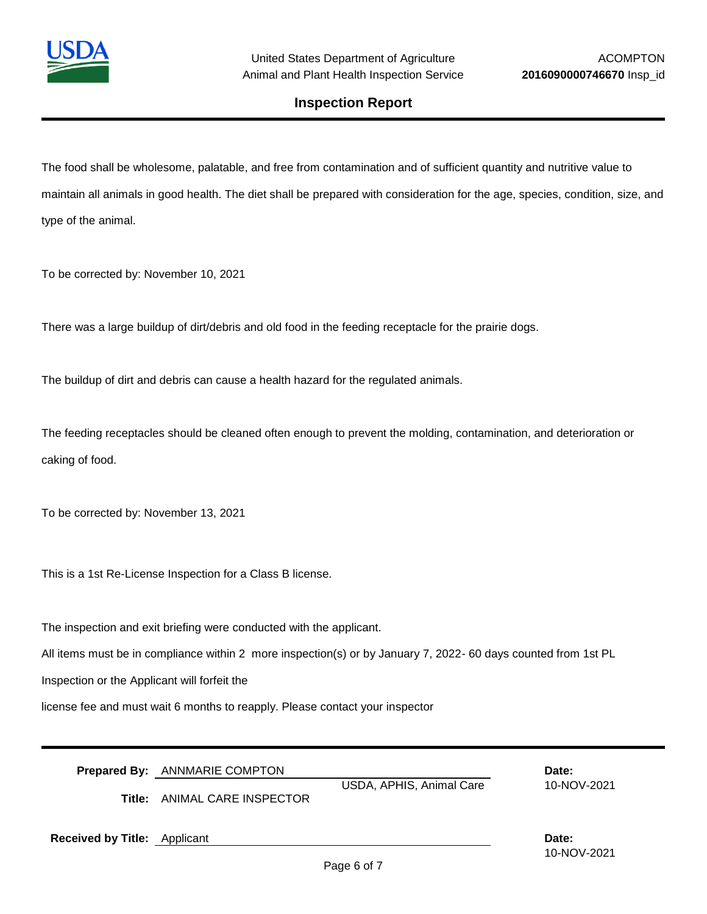The food shall be wholesome, palatable, and free from contamination and of sufficient quantity and nutritive value to maintain all animals in good health. The diet shall be prepared with consideration for the age, species, condition, size, and type of the animal.

To be corrected by: November 10, 2021

There was a large buildup of dirt/debris and old food in the feeding receptacle for the prairie dogs.

The buildup of dirt and debris can cause a health hazard for the regulated animals.

The feeding receptacles should be cleaned often enough to prevent the molding, contamination, and deterioration or caking of food.

To be corrected by: November 13, 2021

This is a 1st Re-License Inspection for a Class B license.

The inspection and exit briefing were conducted with the applicant.

All items must be in compliance within 2 more inspection(s) or by January 7, 2022- 60 days counted from 1st PL Inspection or the Applicant will forfeit the

license fee and must wait 6 months to reapply. Please contact your inspector

**Prepared By:** ANNMARIE COMPTON
USDA, APHIS, Animal Care
**Title:** ANIMAL CARE INSPECTOR
**Date:** 10-NOV-2021

**Received by Title:** Applicant
**Date:** 10-NOV-2021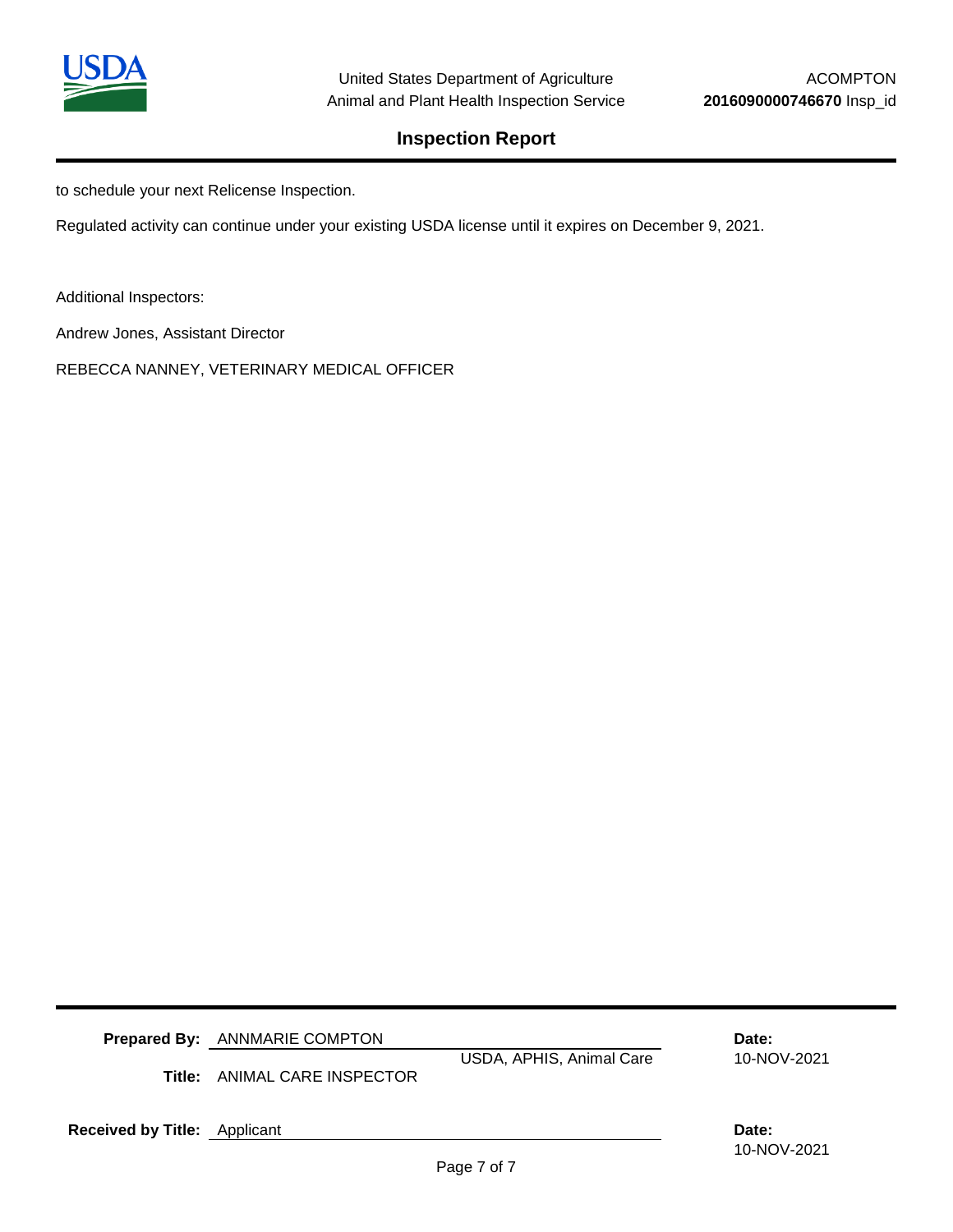to schedule your next Relicense Inspection.

Regulated activity can continue under your existing USDA license until it expires on December 9, 2021.

Additional Inspectors:

Andrew Jones, Assistant Director

REBECCA NANNEY, VETERINARY MEDICAL OFFICER

**Prepared By:** ANNMARIE COMPTON

USDA, APHIS, Animal Care

**Date:** 10-NOV-2021

**Title:** ANIMAL CARE INSPECTOR

**Received by Title:** Applicant

**Date:** 10-NOV-2021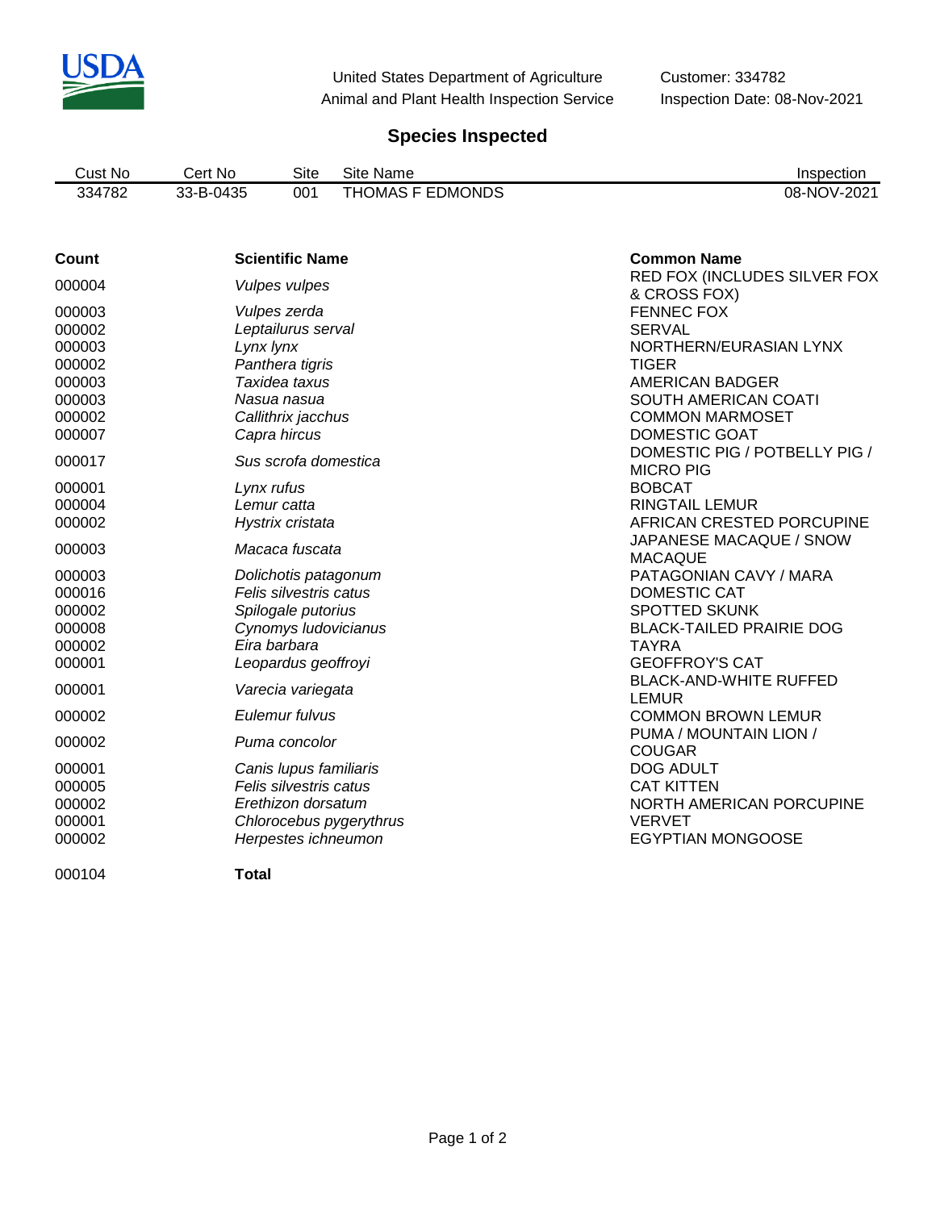United States Department of Agriculture
Animal and Plant Health Inspection Service

Customer: 334782
Inspection Date: 08-Nov-2021

## Species Inspected

| Cust No | Cert No | Site | Site Name | Inspection |
|---|---|---|---|---|
| 334782 | 33-B-0435 | 001 | THOMAS F EDMONDS | 08-NOV-2021 |

| Count | Scientific Name | Common Name |
|---|---|---|
| 000004 | *Vulpes vulpes* | RED FOX (INCLUDES SILVER FOX & CROSS FOX) |
| 000003 | *Vulpes zerda* | FENNEC FOX |
| 000002 | *Leptailurus serval* | SERVAL |
| 000003 | *Lynx lynx* | NORTHERN/EURASIAN LYNX |
| 000002 | *Panthera tigris* | TIGER |
| 000003 | *Taxidea taxus* | AMERICAN BADGER |
| 000003 | *Nasua nasua* | SOUTH AMERICAN COATI |
| 000002 | *Callithrix jacchus* | COMMON MARMOSET |
| 000007 | *Capra hircus* | DOMESTIC GOAT |
| 000017 | *Sus scrofa domestica* | DOMESTIC PIG / POTBELLY PIG / MICRO PIG |
| 000001 | *Lynx rufus* | BOBCAT |
| 000004 | *Lemur catta* | RINGTAIL LEMUR |
| 000002 | *Hystrix cristata* | AFRICAN CRESTED PORCUPINE |
| 000003 | *Macaca fuscata* | JAPANESE MACAQUE / SNOW MACAQUE |
| 000003 | *Dolichotis patagonum* | PATAGONIAN CAVY / MARA |
| 000016 | *Felis silvestris catus* | DOMESTIC CAT |
| 000002 | *Spilogale putorius* | SPOTTED SKUNK |
| 000008 | *Cynomys ludovicianus* | BLACK-TAILED PRAIRIE DOG |
| 000002 | *Eira barbara* | TAYRA |
| 000001 | *Leopardus geoffroyi* | GEOFFROY'S CAT |
| 000001 | *Varecia variegata* | BLACK-AND-WHITE RUFFED LEMUR |
| 000002 | *Eulemur fulvus* | COMMON BROWN LEMUR |
| 000002 | *Puma concolor* | PUMA / MOUNTAIN LION / COUGAR |
| 000001 | *Canis lupus familiaris* | DOG ADULT |
| 000005 | *Felis silvestris catus* | CAT KITTEN |
| 000002 | *Erethizon dorsatum* | NORTH AMERICAN PORCUPINE |
| 000001 | *Chlorocebus pygerythrus* | VERVET |
| 000002 | *Herpestes ichneumon* | EGYPTIAN MONGOOSE |
| 000104 | **Total** | |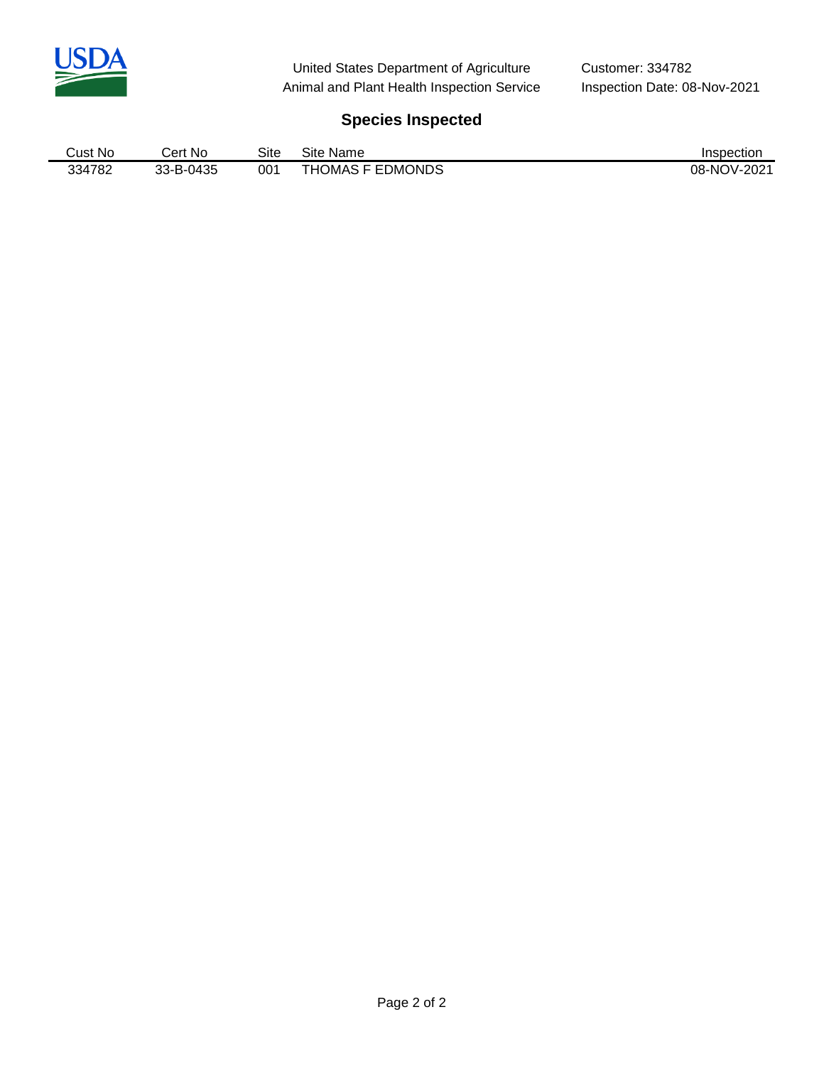United States Department of Agriculture
Animal and Plant Health Inspection Service

Customer: 334782
Inspection Date: 08-Nov-2021

## Species Inspected

| Cust No | Cert No | Site | Site Name | Inspection |
|---|---|---|---|---|
| 334782 | 33-B-0435 | 001 | THOMAS F EDMONDS | 08-NOV-2021 |